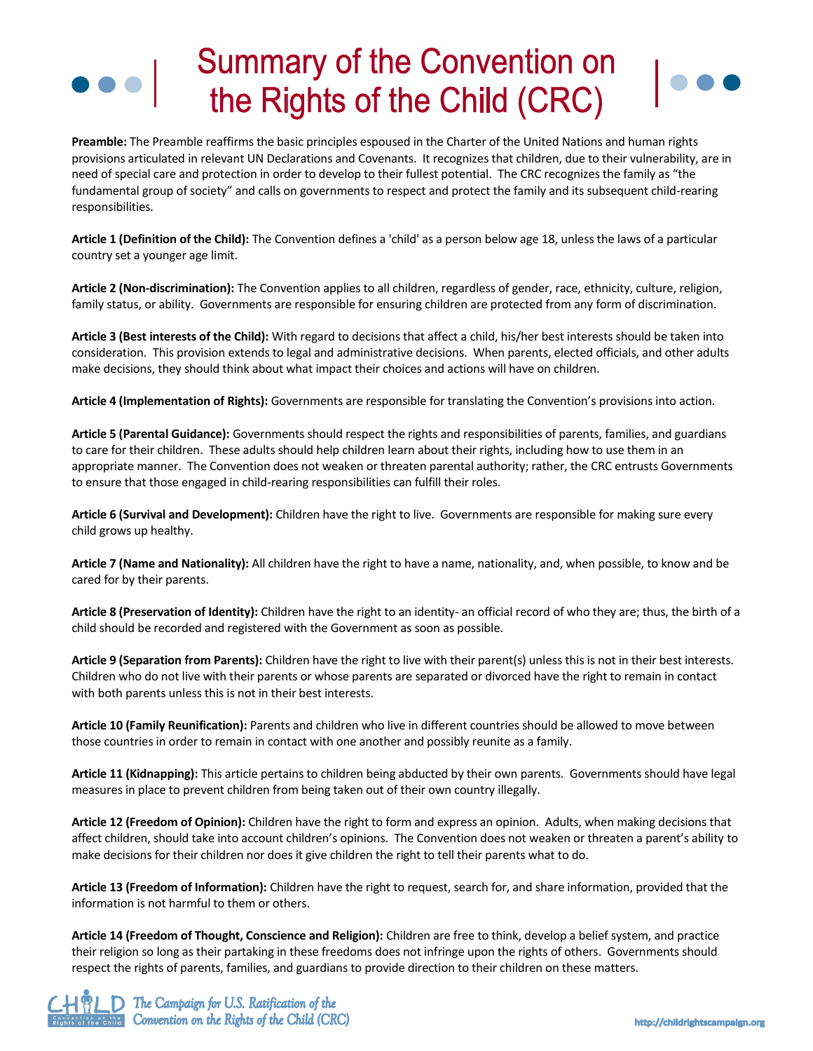# Summary of the Convention on the Rights of the Child (CRC)

**Preamble:** The Preamble reaffirms the basic principles espoused in the Charter of the United Nations and human rights provisions articulated in relevant UN Declarations and Covenants. It recognizes that children, due to their vulnerability, are in need of special care and protection in order to develop to their fullest potential. The CRC recognizes the family as "the fundamental group of society" and calls on governments to respect and protect the family and its subsequent child-rearing responsibilities.

**Article 1 (Definition of the Child):** The Convention defines a 'child' as a person below age 18, unless the laws of a particular country set a younger age limit.

**Article 2 (Non-discrimination):** The Convention applies to all children, regardless of gender, race, ethnicity, culture, religion, family status, or ability. Governments are responsible for ensuring children are protected from any form of discrimination.

**Article 3 (Best interests of the Child):** With regard to decisions that affect a child, his/her best interests should be taken into consideration. This provision extends to legal and administrative decisions. When parents, elected officials, and other adults make decisions, they should think about what impact their choices and actions will have on children.

**Article 4 (Implementation of Rights):** Governments are responsible for translating the Convention's provisions into action.

**Article 5 (Parental Guidance):** Governments should respect the rights and responsibilities of parents, families, and guardians to care for their children. These adults should help children learn about their rights, including how to use them in an appropriate manner. The Convention does not weaken or threaten parental authority; rather, the CRC entrusts Governments to ensure that those engaged in child-rearing responsibilities can fulfill their roles.

**Article 6 (Survival and Development):** Children have the right to live. Governments are responsible for making sure every child grows up healthy.

**Article 7 (Name and Nationality):** All children have the right to have a name, nationality, and, when possible, to know and be cared for by their parents.

**Article 8 (Preservation of Identity):** Children have the right to an identity- an official record of who they are; thus, the birth of a child should be recorded and registered with the Government as soon as possible.

**Article 9 (Separation from Parents):** Children have the right to live with their parent(s) unless this is not in their best interests. Children who do not live with their parents or whose parents are separated or divorced have the right to remain in contact with both parents unless this is not in their best interests.

**Article 10 (Family Reunification):** Parents and children who live in different countries should be allowed to move between those countries in order to remain in contact with one another and possibly reunite as a family.

**Article 11 (Kidnapping):** This article pertains to children being abducted by their own parents. Governments should have legal measures in place to prevent children from being taken out of their own country illegally.

**Article 12 (Freedom of Opinion):** Children have the right to form and express an opinion. Adults, when making decisions that affect children, should take into account children's opinions. The Convention does not weaken or threaten a parent's ability to make decisions for their children nor does it give children the right to tell their parents what to do.

**Article 13 (Freedom of Information):** Children have the right to request, search for, and share information, provided that the information is not harmful to them or others.

**Article 14 (Freedom of Thought, Conscience and Religion):** Children are free to think, develop a belief system, and practice their religion so long as their partaking in these freedoms does not infringe upon the rights of others. Governments should respect the rights of parents, families, and guardians to provide direction to their children on these matters.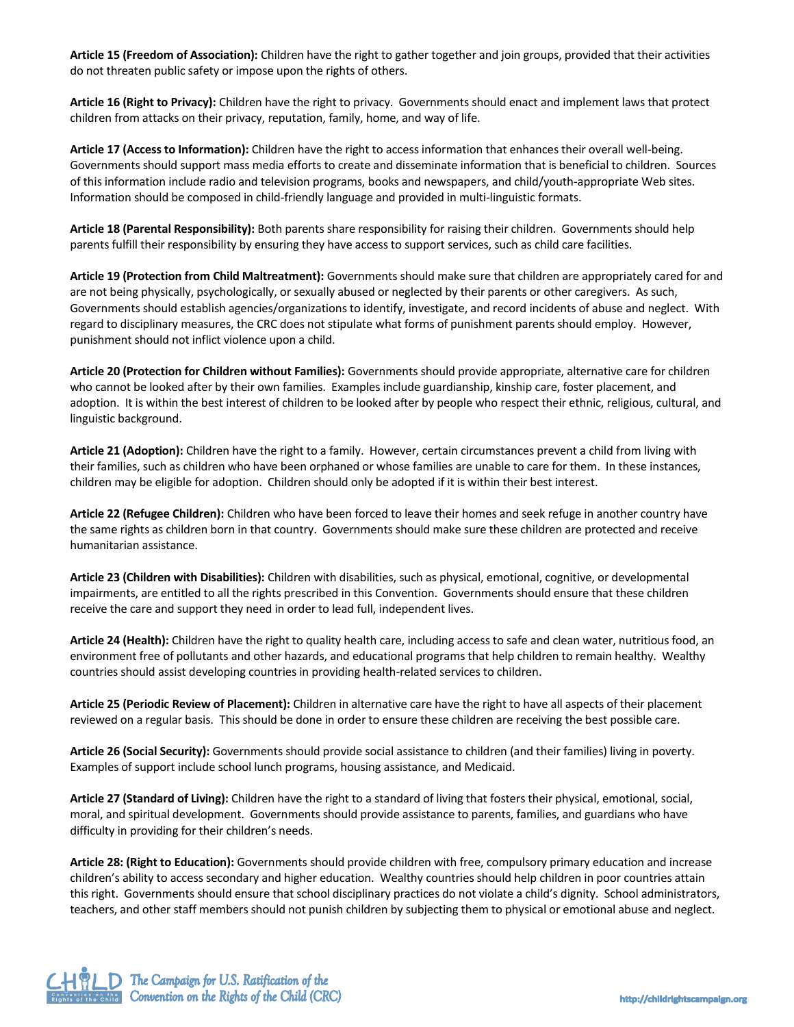**Article 15 (Freedom of Association):** Children have the right to gather together and join groups, provided that their activities do not threaten public safety or impose upon the rights of others.

**Article 16 (Right to Privacy):** Children have the right to privacy. Governments should enact and implement laws that protect children from attacks on their privacy, reputation, family, home, and way of life.

**Article 17 (Access to Information):** Children have the right to access information that enhances their overall well-being. Governments should support mass media efforts to create and disseminate information that is beneficial to children. Sources of this information include radio and television programs, books and newspapers, and child/youth-appropriate Web sites. Information should be composed in child-friendly language and provided in multi-linguistic formats.

**Article 18 (Parental Responsibility):** Both parents share responsibility for raising their children. Governments should help parents fulfill their responsibility by ensuring they have access to support services, such as child care facilities.

**Article 19 (Protection from Child Maltreatment):** Governments should make sure that children are appropriately cared for and are not being physically, psychologically, or sexually abused or neglected by their parents or other caregivers. As such, Governments should establish agencies/organizations to identify, investigate, and record incidents of abuse and neglect. With regard to disciplinary measures, the CRC does not stipulate what forms of punishment parents should employ. However, punishment should not inflict violence upon a child.

**Article 20 (Protection for Children without Families):** Governments should provide appropriate, alternative care for children who cannot be looked after by their own families. Examples include guardianship, kinship care, foster placement, and adoption. It is within the best interest of children to be looked after by people who respect their ethnic, religious, cultural, and linguistic background.

**Article 21 (Adoption):** Children have the right to a family. However, certain circumstances prevent a child from living with their families, such as children who have been orphaned or whose families are unable to care for them. In these instances, children may be eligible for adoption. Children should only be adopted if it is within their best interest.

**Article 22 (Refugee Children):** Children who have been forced to leave their homes and seek refuge in another country have the same rights as children born in that country. Governments should make sure these children are protected and receive humanitarian assistance.

**Article 23 (Children with Disabilities):** Children with disabilities, such as physical, emotional, cognitive, or developmental impairments, are entitled to all the rights prescribed in this Convention. Governments should ensure that these children receive the care and support they need in order to lead full, independent lives.

**Article 24 (Health):** Children have the right to quality health care, including access to safe and clean water, nutritious food, an environment free of pollutants and other hazards, and educational programs that help children to remain healthy. Wealthy countries should assist developing countries in providing health-related services to children.

**Article 25 (Periodic Review of Placement):** Children in alternative care have the right to have all aspects of their placement reviewed on a regular basis. This should be done in order to ensure these children are receiving the best possible care.

**Article 26 (Social Security):** Governments should provide social assistance to children (and their families) living in poverty. Examples of support include school lunch programs, housing assistance, and Medicaid.

**Article 27 (Standard of Living):** Children have the right to a standard of living that fosters their physical, emotional, social, moral, and spiritual development. Governments should provide assistance to parents, families, and guardians who have difficulty in providing for their children's needs.

**Article 28: (Right to Education):** Governments should provide children with free, compulsory primary education and increase children's ability to access secondary and higher education. Wealthy countries should help children in poor countries attain this right. Governments should ensure that school disciplinary practices do not violate a child's dignity. School administrators, teachers, and other staff members should not punish children by subjecting them to physical or emotional abuse and neglect.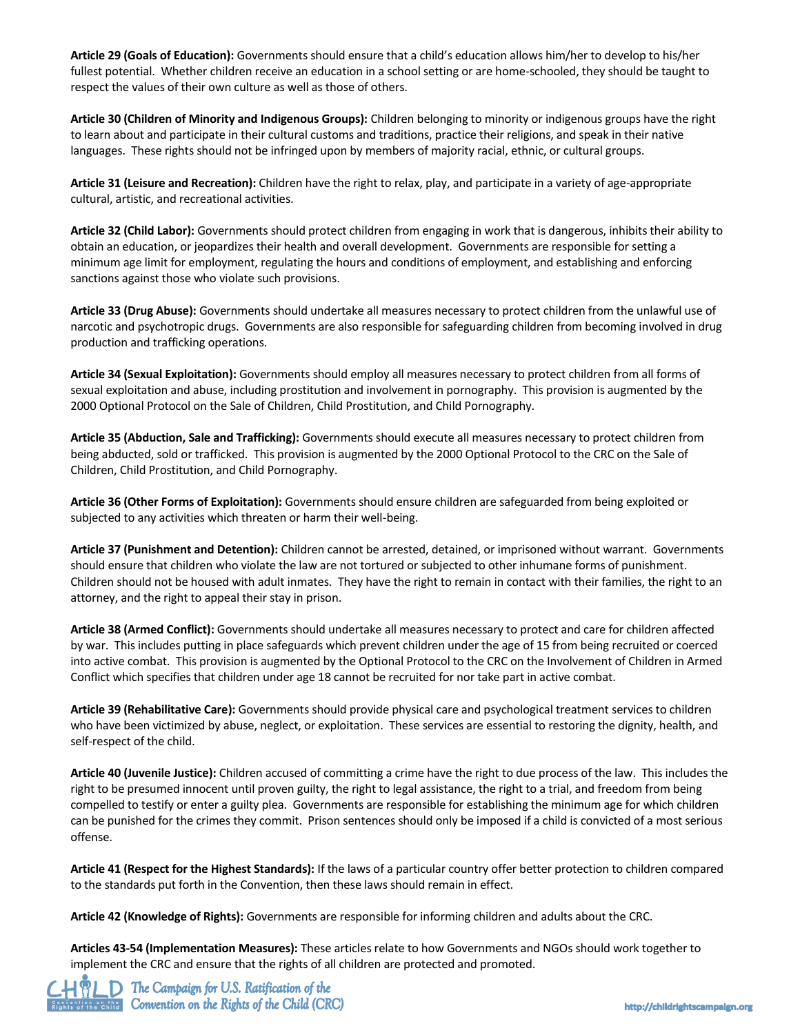**Article 29 (Goals of Education):** Governments should ensure that a child's education allows him/her to develop to his/her fullest potential. Whether children receive an education in a school setting or are home-schooled, they should be taught to respect the values of their own culture as well as those of others.

**Article 30 (Children of Minority and Indigenous Groups):** Children belonging to minority or indigenous groups have the right to learn about and participate in their cultural customs and traditions, practice their religions, and speak in their native languages. These rights should not be infringed upon by members of majority racial, ethnic, or cultural groups.

**Article 31 (Leisure and Recreation):** Children have the right to relax, play, and participate in a variety of age-appropriate cultural, artistic, and recreational activities.

**Article 32 (Child Labor):** Governments should protect children from engaging in work that is dangerous, inhibits their ability to obtain an education, or jeopardizes their health and overall development. Governments are responsible for setting a minimum age limit for employment, regulating the hours and conditions of employment, and establishing and enforcing sanctions against those who violate such provisions.

**Article 33 (Drug Abuse):** Governments should undertake all measures necessary to protect children from the unlawful use of narcotic and psychotropic drugs. Governments are also responsible for safeguarding children from becoming involved in drug production and trafficking operations.

**Article 34 (Sexual Exploitation):** Governments should employ all measures necessary to protect children from all forms of sexual exploitation and abuse, including prostitution and involvement in pornography. This provision is augmented by the 2000 Optional Protocol on the Sale of Children, Child Prostitution, and Child Pornography.

**Article 35 (Abduction, Sale and Trafficking):** Governments should execute all measures necessary to protect children from being abducted, sold or trafficked. This provision is augmented by the 2000 Optional Protocol to the CRC on the Sale of Children, Child Prostitution, and Child Pornography.

**Article 36 (Other Forms of Exploitation):** Governments should ensure children are safeguarded from being exploited or subjected to any activities which threaten or harm their well-being.

**Article 37 (Punishment and Detention):** Children cannot be arrested, detained, or imprisoned without warrant. Governments should ensure that children who violate the law are not tortured or subjected to other inhumane forms of punishment. Children should not be housed with adult inmates. They have the right to remain in contact with their families, the right to an attorney, and the right to appeal their stay in prison.

**Article 38 (Armed Conflict):** Governments should undertake all measures necessary to protect and care for children affected by war. This includes putting in place safeguards which prevent children under the age of 15 from being recruited or coerced into active combat. This provision is augmented by the Optional Protocol to the CRC on the Involvement of Children in Armed Conflict which specifies that children under age 18 cannot be recruited for nor take part in active combat.

**Article 39 (Rehabilitative Care):** Governments should provide physical care and psychological treatment services to children who have been victimized by abuse, neglect, or exploitation. These services are essential to restoring the dignity, health, and self-respect of the child.

**Article 40 (Juvenile Justice):** Children accused of committing a crime have the right to due process of the law. This includes the right to be presumed innocent until proven guilty, the right to legal assistance, the right to a trial, and freedom from being compelled to testify or enter a guilty plea. Governments are responsible for establishing the minimum age for which children can be punished for the crimes they commit. Prison sentences should only be imposed if a child is convicted of a most serious offense.

**Article 41 (Respect for the Highest Standards):** If the laws of a particular country offer better protection to children compared to the standards put forth in the Convention, then these laws should remain in effect.

**Article 42 (Knowledge of Rights):** Governments are responsible for informing children and adults about the CRC.

**Articles 43-54 (Implementation Measures):** These articles relate to how Governments and NGOs should work together to implement the CRC and ensure that the rights of all children are protected and promoted.

CHILD Convention on the Rights of the Child *The Campaign for U.S. Ratification of the Convention on the Rights of the Child (CRC)*

http://childrightscampaign.org